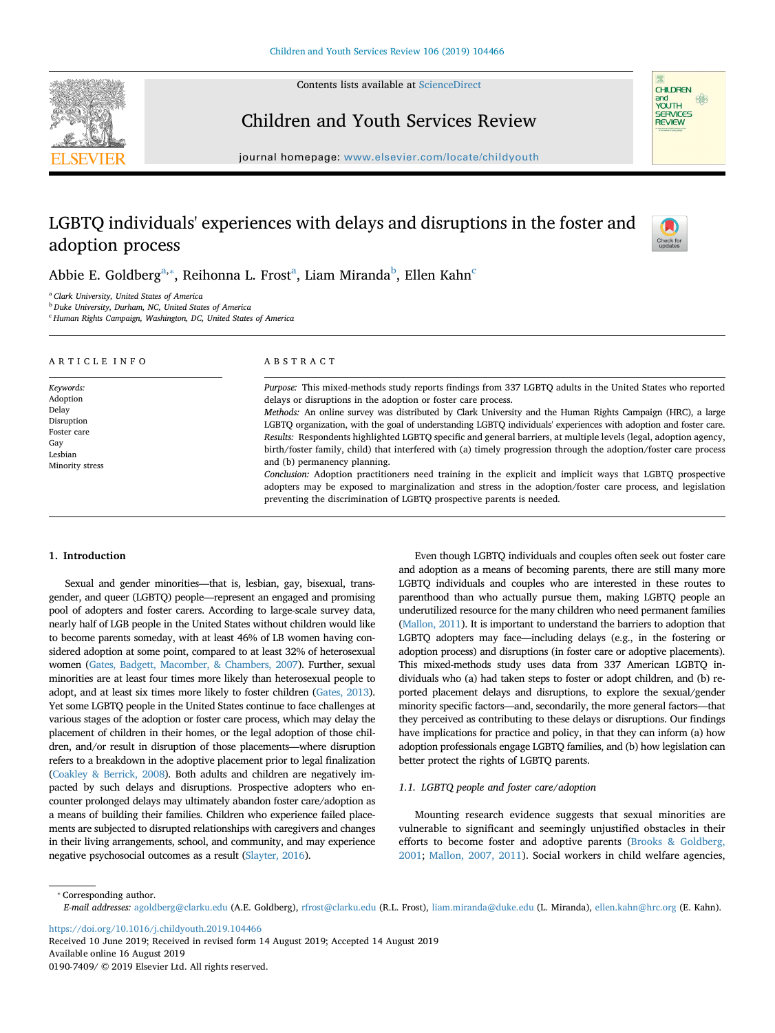# LGBTQ individuals' experiences with delays and disruptions in the foster and adoption process

Abbie E. Goldberg[a,*], Reihonna L. Frost[a], Liam Miranda[b], Ellen Kahn[c]

[a] Clark University, United States of America
[b] Duke University, Durham, NC, United States of America
[c] Human Rights Campaign, Washington, DC, United States of America

## ARTICLE INFO

*Keywords:*
Adoption
Delay
Disruption
Foster care
Gay
Lesbian
Minority stress

## ABSTRACT

*Purpose:* This mixed-methods study reports findings from 337 LGBTQ adults in the United States who reported delays or disruptions in the adoption or foster care process.

*Methods:* An online survey was distributed by Clark University and the Human Rights Campaign (HRC), a large LGBTQ organization, with the goal of understanding LGBTQ individuals' experiences with adoption and foster care.

*Results:* Respondents highlighted LGBTQ specific and general barriers, at multiple levels (legal, adoption agency, birth/foster family, child) that interfered with (a) timely progression through the adoption/foster care process and (b) permanency planning.

*Conclusion:* Adoption practitioners need training in the explicit and implicit ways that LGBTQ prospective adopters may be exposed to marginalization and stress in the adoption/foster care process, and legislation preventing the discrimination of LGBTQ prospective parents is needed.

## 1. Introduction

Sexual and gender minorities—that is, lesbian, gay, bisexual, transgender, and queer (LGBTQ) people—represent an engaged and promising pool of adopters and foster carers. According to large-scale survey data, nearly half of LGB people in the United States without children would like to become parents someday, with at least 46% of LB women having considered adoption at some point, compared to at least 32% of heterosexual women (Gates, Badgett, Macomber, & Chambers, 2007). Further, sexual minorities are at least four times more likely than heterosexual people to adopt, and at least six times more likely to foster children (Gates, 2013). Yet some LGBTQ people in the United States continue to face challenges at various stages of the adoption or foster care process, which may delay the placement of children in their homes, or the legal adoption of those children, and/or result in disruption of those placements—where disruption refers to a breakdown in the adoptive placement prior to legal finalization (Coakley & Berrick, 2008). Both adults and children are negatively impacted by such delays and disruptions. Prospective adopters who encounter prolonged delays may ultimately abandon foster care/adoption as a means of building their families. Children who experience failed placements are subjected to disrupted relationships with caregivers and changes in their living arrangements, school, and community, and may experience negative psychosocial outcomes as a result (Slayter, 2016).

Even though LGBTQ individuals and couples often seek out foster care and adoption as a means of becoming parents, there are still many more LGBTQ individuals and couples who are interested in these routes to parenthood than who actually pursue them, making LGBTQ people an underutilized resource for the many children who need permanent families (Mallon, 2011). It is important to understand the barriers to adoption that LGBTQ adopters may face—including delays (e.g., in the fostering or adoption process) and disruptions (in foster care or adoptive placements). This mixed-methods study uses data from 337 American LGBTQ individuals who (a) had taken steps to foster or adopt children, and (b) reported placement delays and disruptions, to explore the sexual/gender minority specific factors—and, secondarily, the more general factors—that they perceived as contributing to these delays or disruptions. Our findings have implications for practice and policy, in that they can inform (a) how adoption professionals engage LGBTQ families, and (b) how legislation can better protect the rights of LGBTQ parents.

### 1.1. LGBTQ people and foster care/adoption

Mounting research evidence suggests that sexual minorities are vulnerable to significant and seemingly unjustified obstacles in their efforts to become foster and adoptive parents (Brooks & Goldberg, 2001; Mallon, 2007, 2011). Social workers in child welfare agencies,

* Corresponding author.
*E-mail addresses:* agoldberg@clarku.edu (A.E. Goldberg), rfrost@clarku.edu (R.L. Frost), liam.miranda@duke.edu (L. Miranda), ellen.kahn@hrc.org (E. Kahn).

https://doi.org/10.1016/j.childyouth.2019.104466
Received 10 June 2019; Received in revised form 14 August 2019; Accepted 14 August 2019
Available online 16 August 2019
0190-7409/ © 2019 Elsevier Ltd. All rights reserved.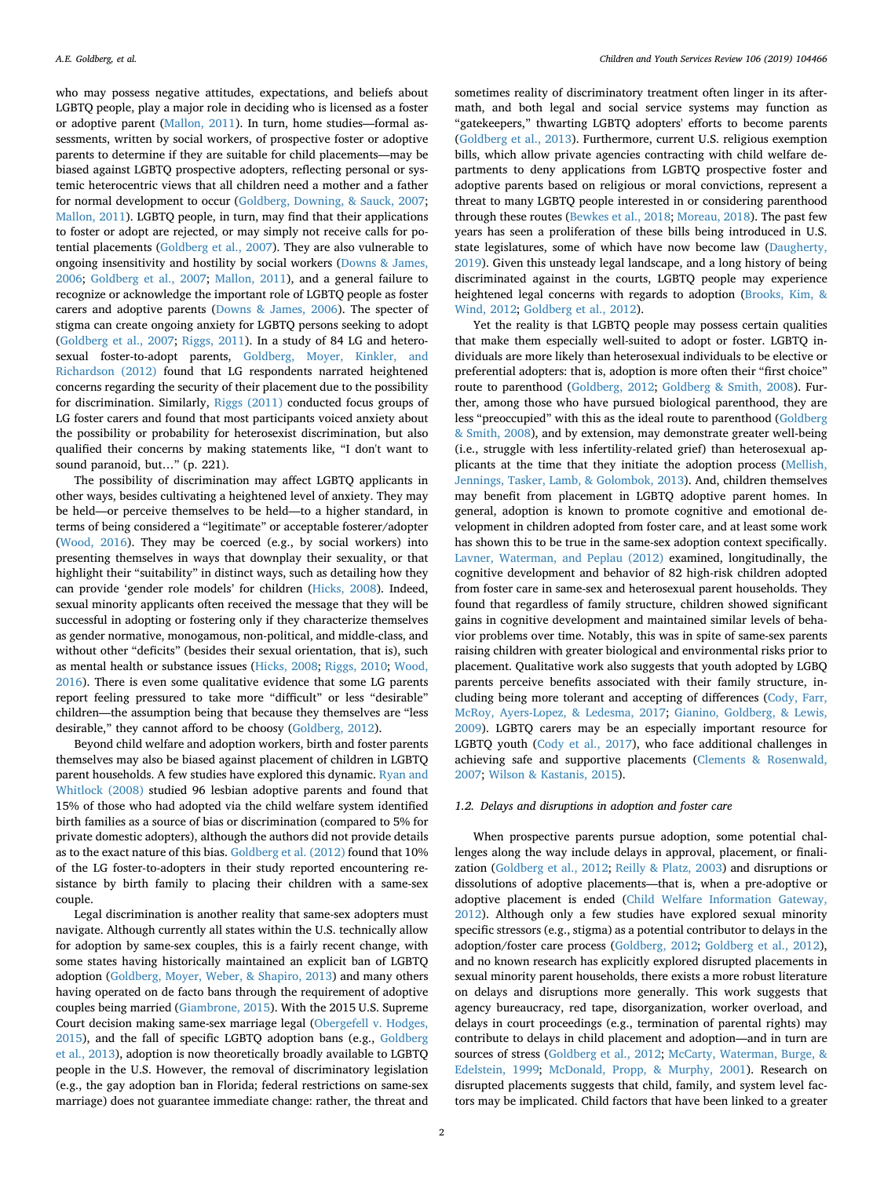who may possess negative attitudes, expectations, and beliefs about LGBTQ people, play a major role in deciding who is licensed as a foster or adoptive parent (Mallon, 2011). In turn, home studies—formal assessments, written by social workers, of prospective foster or adoptive parents to determine if they are suitable for child placements—may be biased against LGBTQ prospective adopters, reflecting personal or systemic heterocentric views that all children need a mother and a father for normal development to occur (Goldberg, Downing, & Sauck, 2007; Mallon, 2011). LGBTQ people, in turn, may find that their applications to foster or adopt are rejected, or may simply not receive calls for potential placements (Goldberg et al., 2007). They are also vulnerable to ongoing insensitivity and hostility by social workers (Downs & James, 2006; Goldberg et al., 2007; Mallon, 2011), and a general failure to recognize or acknowledge the important role of LGBTQ people as foster carers and adoptive parents (Downs & James, 2006). The specter of stigma can create ongoing anxiety for LGBTQ persons seeking to adopt (Goldberg et al., 2007; Riggs, 2011). In a study of 84 LG and heterosexual foster-to-adopt parents, Goldberg, Moyer, Kinkler, and Richardson (2012) found that LG respondents narrated heightened concerns regarding the security of their placement due to the possibility for discrimination. Similarly, Riggs (2011) conducted focus groups of LG foster carers and found that most participants voiced anxiety about the possibility or probability for heterosexist discrimination, but also qualified their concerns by making statements like, "I don't want to sound paranoid, but…" (p. 221).

The possibility of discrimination may affect LGBTQ applicants in other ways, besides cultivating a heightened level of anxiety. They may be held—or perceive themselves to be held—to a higher standard, in terms of being considered a "legitimate" or acceptable fosterer/adopter (Wood, 2016). They may be coerced (e.g., by social workers) into presenting themselves in ways that downplay their sexuality, or that highlight their "suitability" in distinct ways, such as detailing how they can provide 'gender role models' for children (Hicks, 2008). Indeed, sexual minority applicants often received the message that they will be successful in adopting or fostering only if they characterize themselves as gender normative, monogamous, non-political, and middle-class, and without other "deficits" (besides their sexual orientation, that is), such as mental health or substance issues (Hicks, 2008; Riggs, 2010; Wood, 2016). There is even some qualitative evidence that some LG parents report feeling pressured to take more "difficult" or less "desirable" children—the assumption being that because they themselves are "less desirable," they cannot afford to be choosy (Goldberg, 2012).

Beyond child welfare and adoption workers, birth and foster parents themselves may also be biased against placement of children in LGBTQ parent households. A few studies have explored this dynamic. Ryan and Whitlock (2008) studied 96 lesbian adoptive parents and found that 15% of those who had adopted via the child welfare system identified birth families as a source of bias or discrimination (compared to 5% for private domestic adopters), although the authors did not provide details as to the exact nature of this bias. Goldberg et al. (2012) found that 10% of the LG foster-to-adopters in their study reported encountering resistance by birth family to placing their children with a same-sex couple.

Legal discrimination is another reality that same-sex adopters must navigate. Although currently all states within the U.S. technically allow for adoption by same-sex couples, this is a fairly recent change, with some states having historically maintained an explicit ban of LGBTQ adoption (Goldberg, Moyer, Weber, & Shapiro, 2013) and many others having operated on de facto bans through the requirement of adoptive couples being married (Giambrone, 2015). With the 2015 U.S. Supreme Court decision making same-sex marriage legal (Obergefell v. Hodges, 2015), and the fall of specific LGBTQ adoption bans (e.g., Goldberg et al., 2013), adoption is now theoretically broadly available to LGBTQ people in the U.S. However, the removal of discriminatory legislation (e.g., the gay adoption ban in Florida; federal restrictions on same-sex marriage) does not guarantee immediate change: rather, the threat and sometimes reality of discriminatory treatment often linger in its aftermath, and both legal and social service systems may function as "gatekeepers," thwarting LGBTQ adopters' efforts to become parents (Goldberg et al., 2013). Furthermore, current U.S. religious exemption bills, which allow private agencies contracting with child welfare departments to deny applications from LGBTQ prospective foster and adoptive parents based on religious or moral convictions, represent a threat to many LGBTQ people interested in or considering parenthood through these routes (Bewkes et al., 2018; Moreau, 2018). The past few years has seen a proliferation of these bills being introduced in U.S. state legislatures, some of which have now become law (Daugherty, 2019). Given this unsteady legal landscape, and a long history of being discriminated against in the courts, LGBTQ people may experience heightened legal concerns with regards to adoption (Brooks, Kim, & Wind, 2012; Goldberg et al., 2012).

Yet the reality is that LGBTQ people may possess certain qualities that make them especially well-suited to adopt or foster. LGBTQ individuals are more likely than heterosexual individuals to be elective or preferential adopters: that is, adoption is more often their "first choice" route to parenthood (Goldberg, 2012; Goldberg & Smith, 2008). Further, among those who have pursued biological parenthood, they are less "preoccupied" with this as the ideal route to parenthood (Goldberg & Smith, 2008), and by extension, may demonstrate greater well-being (i.e., struggle with less infertility-related grief) than heterosexual applicants at the time that they initiate the adoption process (Mellish, Jennings, Tasker, Lamb, & Golombok, 2013). And, children themselves may benefit from placement in LGBTQ adoptive parent homes. In general, adoption is known to promote cognitive and emotional development in children adopted from foster care, and at least some work has shown this to be true in the same-sex adoption context specifically. Lavner, Waterman, and Peplau (2012) examined, longitudinally, the cognitive development and behavior of 82 high-risk children adopted from foster care in same-sex and heterosexual parent households. They found that regardless of family structure, children showed significant gains in cognitive development and maintained similar levels of behavior problems over time. Notably, this was in spite of same-sex parents raising children with greater biological and environmental risks prior to placement. Qualitative work also suggests that youth adopted by LGBQ parents perceive benefits associated with their family structure, including being more tolerant and accepting of differences (Cody, Farr, McRoy, Ayers-Lopez, & Ledesma, 2017; Gianino, Goldberg, & Lewis, 2009). LGBTQ carers may be an especially important resource for LGBTQ youth (Cody et al., 2017), who face additional challenges in achieving safe and supportive placements (Clements & Rosenwald, 2007; Wilson & Kastanis, 2015).

### 1.2. Delays and disruptions in adoption and foster care

When prospective parents pursue adoption, some potential challenges along the way include delays in approval, placement, or finalization (Goldberg et al., 2012; Reilly & Platz, 2003) and disruptions or dissolutions of adoptive placements—that is, when a pre-adoptive or adoptive placement is ended (Child Welfare Information Gateway, 2012). Although only a few studies have explored sexual minority specific stressors (e.g., stigma) as a potential contributor to delays in the adoption/foster care process (Goldberg, 2012; Goldberg et al., 2012), and no known research has explicitly explored disrupted placements in sexual minority parent households, there exists a more robust literature on delays and disruptions more generally. This work suggests that agency bureaucracy, red tape, disorganization, worker overload, and delays in court proceedings (e.g., termination of parental rights) may contribute to delays in child placement and adoption—and in turn are sources of stress (Goldberg et al., 2012; McCarty, Waterman, Burge, & Edelstein, 1999; McDonald, Propp, & Murphy, 2001). Research on disrupted placements suggests that child, family, and system level factors may be implicated. Child factors that have been linked to a greater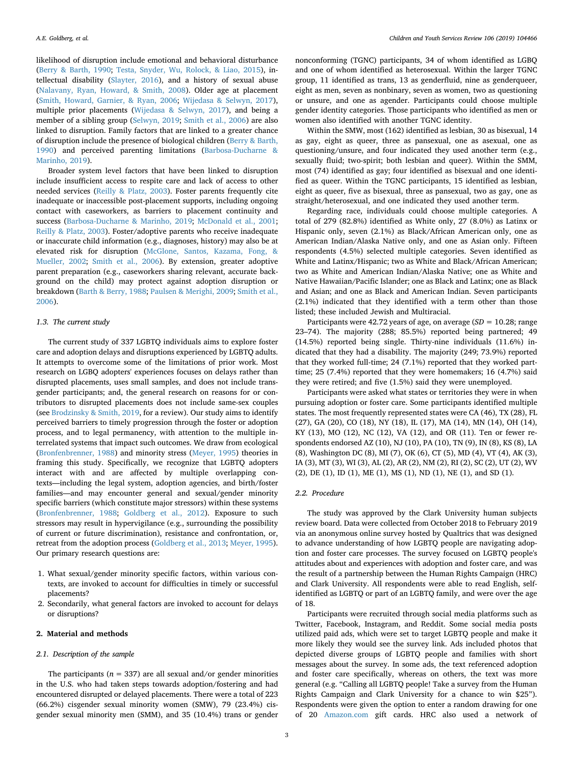likelihood of disruption include emotional and behavioral disturbance (Berry & Barth, 1990; Testa, Snyder, Wu, Rolock, & Liao, 2015), intellectual disability (Slayter, 2016), and a history of sexual abuse (Nalavany, Ryan, Howard, & Smith, 2008). Older age at placement (Smith, Howard, Garnier, & Ryan, 2006; Wijedasa & Selwyn, 2017), multiple prior placements (Wijedasa & Selwyn, 2017), and being a member of a sibling group (Selwyn, 2019; Smith et al., 2006) are also linked to disruption. Family factors that are linked to a greater chance of disruption include the presence of biological children (Berry & Barth, 1990) and perceived parenting limitations (Barbosa-Ducharne & Marinho, 2019).

Broader system level factors that have been linked to disruption include insufficient access to respite care and lack of access to other needed services (Reilly & Platz, 2003). Foster parents frequently cite inadequate or inaccessible post-placement supports, including ongoing contact with caseworkers, as barriers to placement continuity and success (Barbosa-Ducharne & Marinho, 2019; McDonald et al., 2001; Reilly & Platz, 2003). Foster/adoptive parents who receive inadequate or inaccurate child information (e.g., diagnoses, history) may also be at elevated risk for disruption (McGlone, Santos, Kazama, Fong, & Mueller, 2002; Smith et al., 2006). By extension, greater adoptive parent preparation (e.g., caseworkers sharing relevant, accurate background on the child) may protect against adoption disruption or breakdown (Barth & Berry, 1988; Paulsen & Merighi, 2009; Smith et al., 2006).

### 1.3. The current study

The current study of 337 LGBTQ individuals aims to explore foster care and adoption delays and disruptions experienced by LGBTQ adults. It attempts to overcome some of the limitations of prior work. Most research on LGBQ adopters' experiences focuses on delays rather than disrupted placements, uses small samples, and does not include transgender participants; and, the general research on reasons for or contributors to disrupted placements does not include same-sex couples (see Brodzinsky & Smith, 2019, for a review). Our study aims to identify perceived barriers to timely progression through the foster or adoption process, and to legal permanency, with attention to the multiple interrelated systems that impact such outcomes. We draw from ecological (Bronfenbrenner, 1988) and minority stress (Meyer, 1995) theories in framing this study. Specifically, we recognize that LGBTQ adopters interact with and are affected by multiple overlapping contexts—including the legal system, adoption agencies, and birth/foster families—and may encounter general and sexual/gender minority specific barriers (which constitute major stressors) within these systems (Bronfenbrenner, 1988; Goldberg et al., 2012). Exposure to such stressors may result in hypervigilance (e.g., surrounding the possibility of current or future discrimination), resistance and confrontation, or, retreat from the adoption process (Goldberg et al., 2013; Meyer, 1995). Our primary research questions are:

1. What sexual/gender minority specific factors, within various contexts, are invoked to account for difficulties in timely or successful placements?
2. Secondarily, what general factors are invoked to account for delays or disruptions?

## 2. Material and methods

### 2.1. Description of the sample

The participants ($n = 337$) are all sexual and/or gender minorities in the U.S. who had taken steps towards adoption/fostering and had encountered disrupted or delayed placements. There were a total of 223 (66.2%) cisgender sexual minority women (SMW), 79 (23.4%) cisgender sexual minority men (SMM), and 35 (10.4%) trans or gender nonconforming (TGNC) participants, 34 of whom identified as LGBQ and one of whom identified as heterosexual. Within the larger TGNC group, 11 identified as trans, 13 as genderfluid, nine as genderqueer, eight as men, seven as nonbinary, seven as women, two as questioning or unsure, and one as agender. Participants could choose multiple gender identity categories. Those participants who identified as men or women also identified with another TGNC identity.

Within the SMW, most (162) identified as lesbian, 30 as bisexual, 14 as gay, eight as queer, three as pansexual, one as asexual, one as questioning/unsure, and four indicated they used another term (e.g., sexually fluid; two-spirit; both lesbian and queer). Within the SMM, most (74) identified as gay; four identified as bisexual and one identified as queer. Within the TGNC participants, 15 identified as lesbian, eight as queer, five as bisexual, three as pansexual, two as gay, one as straight/heterosexual, and one indicated they used another term.

Regarding race, individuals could choose multiple categories. A total of 279 (82.8%) identified as White only, 27 (8.0%) as Latinx or Hispanic only, seven (2.1%) as Black/African American only, one as American Indian/Alaska Native only, and one as Asian only. Fifteen respondents (4.5%) selected multiple categories. Seven identified as White and Latinx/Hispanic; two as White and Black/African American; two as White and American Indian/Alaska Native; one as White and Native Hawaiian/Pacific Islander; one as Black and Latinx; one as Black and Asian; and one as Black and American Indian. Seven participants (2.1%) indicated that they identified with a term other than those listed; these included Jewish and Multiracial.

Participants were 42.72 years of age, on average ($SD = 10.28$; range 23–74). The majority (288; 85.5%) reported being partnered; 49 (14.5%) reported being single. Thirty-nine individuals (11.6%) indicated that they had a disability. The majority (249; 73.9%) reported that they worked full-time; 24 (7.1%) reported that they worked part-time; 25 (7.4%) reported that they were homemakers; 16 (4.7%) said they were retired; and five (1.5%) said they were unemployed.

Participants were asked what states or territories they were in when pursuing adoption or foster care. Some participants identified multiple states. The most frequently represented states were CA (46), TX (28), FL (27), GA (20), CO (18), NY (18), IL (17), MA (14), MN (14), OH (14), KY (13), MO (12), NC (12), VA (12), and OR (11). Ten or fewer respondents endorsed AZ (10), NJ (10), PA (10), TN (9), IN (8), KS (8), LA (8), Washington DC (8), MI (7), OK (6), CT (5), MD (4), VT (4), AK (3), IA (3), MT (3), WI (3), AL (2), AR (2), NM (2), RI (2), SC (2), UT (2), WV (2), DE (1), ID (1), ME (1), MS (1), ND (1), NE (1), and SD (1).

### 2.2. Procedure

The study was approved by the Clark University human subjects review board. Data were collected from October 2018 to February 2019 via an anonymous online survey hosted by Qualtrics that was designed to advance understanding of how LGBTQ people are navigating adoption and foster care processes. The survey focused on LGBTQ people's attitudes about and experiences with adoption and foster care, and was the result of a partnership between the Human Rights Campaign (HRC) and Clark University. All respondents were able to read English, self-identified as LGBTQ or part of an LGBTQ family, and were over the age of 18.

Participants were recruited through social media platforms such as Twitter, Facebook, Instagram, and Reddit. Some social media posts utilized paid ads, which were set to target LGBTQ people and make it more likely they would see the survey link. Ads included photos that depicted diverse groups of LGBTQ people and families with short messages about the survey. In some ads, the text referenced adoption and foster care specifically, whereas on others, the text was more general (e.g. "Calling all LGBTQ people! Take a survey from the Human Rights Campaign and Clark University for a chance to win $25"). Respondents were given the option to enter a random drawing for one of 20 Amazon.com gift cards. HRC also used a network of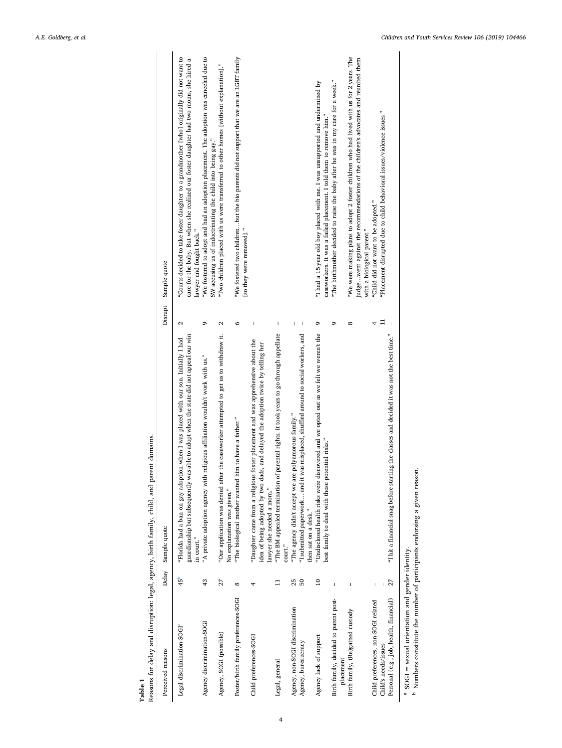**Table 1**
Reasons for delay and disruption: legal, agency, birth family, child, and parent domains.

| Perceived reasons | Delay | Sample quote | Disrupt | Sample quote |
|---|---|---|---|---|
| Legal discrimination-SOGI[a] | 45[b] | "Florida had a ban on gay adoption when I was placed with our son. Initially I had guardianship but subsequently was able to adopt when the state did not appeal our win in court." | 2 | "Courts decided to take foster daughter to a grandmother [who] originally did not want to care for the baby. But when she realized our foster daughter had two moms, she hired a lawyer and fought back." |
| Agency discrimination-SOGI | 43 | "A private adoption agency with religious affiliation wouldn't work with us." | 9 | "We fostered to adopt and had an adoption placement. The adoption was canceled due to SW accusing us of indoctrinating the child into being gay." |
| Agency, SOGI (possible) | 27 | "Our application was denied after the caseworker attempted to get us to withdraw it. No explanation was given." | 2 | "Two children placed with us were transferred to other homes [without explanation]." |
| Foster/birth family preferences-SOGI | 8 | "The biological mother wanted him to have a father." | 6 | "We fostered two children...but the bio parents did not support that we are an LGBT family [so they were removed]." |
| Child preferences-SOGI | 4 | "Daughter came from a religious foster placement and was apprehensive about the idea of being adopted by two dads, and delayed the adoption twice by telling her lawyer she needed a mom." | – | |
| Legal, general | 11 | "The BM appealed termination of parental rights. It took years to go through appellate court." | – | |
| Agency, non-SOGI discrimination | 25 | "The agency didn't accept we are polyamorous family." | – | |
| Agency, bureaucracy | 50 | "I submitted paperwork… and it was misplaced, shuffled around to social workers, and then sat on a desk." | – | |
| Agency lack of support | 10 | "Undisclosed health risks were discovered and we opted out as we felt we weren't the best family to deal with those potential risks." | 9 | "I had a 15 year old boy placed with me. I was unsupported and undermined by caseworkers. It was a failed placement. I told them to remove him." |
| Birth family, decided to parent post-placement | – | | 9 | "The birthmother decided to raise the baby after he was in my care for a week." |
| Birth family, (Re)gained custody | – | | 8 | "We were making plans to adopt 2 foster children who had lived with us for 2 years. The judge…went against the recommendations of the children's advocates and reunited them with a biological parent." |
| Child preferences, non-SOGI related | – | | 4 | "Child did not want to be adopted." |
| Child's needs/issues | – | | 11 | "Placement disrupted due to child behavioral issues/violence issues." |
| Personal (e.g., job, health, financial) | 27 | "I hit a financial snag before starting the classes and decided it was not the best time." | – | |

[a] SOGI = sexual orientation and gender identity.
[b] Numbers constitute the number of participants endorsing a given reason.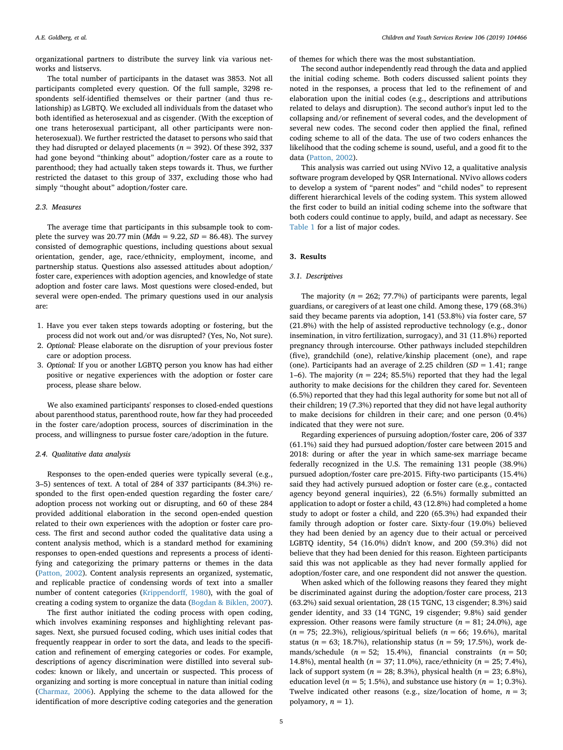organizational partners to distribute the survey link via various networks and listservs.

The total number of participants in the dataset was 3853. Not all participants completed every question. Of the full sample, 3298 respondents self-identified themselves or their partner (and thus relationship) as LGBTQ. We excluded all individuals from the dataset who both identified as heterosexual and as cisgender. (With the exception of one trans heterosexual participant, all other participants were non-heterosexual). We further restricted the dataset to persons who said that they had disrupted or delayed placements ($n = 392$). Of these 392, 337 had gone beyond "thinking about" adoption/foster care as a route to parenthood; they had actually taken steps towards it. Thus, we further restricted the dataset to this group of 337, excluding those who had simply "thought about" adoption/foster care.

### 2.3. Measures

The average time that participants in this subsample took to complete the survey was 20.77 min ($Mdn = 9.22$, $SD = 86.48$). The survey consisted of demographic questions, including questions about sexual orientation, gender, age, race/ethnicity, employment, income, and partnership status. Questions also assessed attitudes about adoption/foster care, experiences with adoption agencies, and knowledge of state adoption and foster care laws. Most questions were closed-ended, but several were open-ended. The primary questions used in our analysis are:

1. Have you ever taken steps towards adopting or fostering, but the process did not work out and/or was disrupted? (Yes, No, Not sure).
2. *Optional:* Please elaborate on the disruption of your previous foster care or adoption process.
3. *Optional:* If you or another LGBTQ person you know has had either positive or negative experiences with the adoption or foster care process, please share below.

We also examined participants' responses to closed-ended questions about parenthood status, parenthood route, how far they had proceeded in the foster care/adoption process, sources of discrimination in the process, and willingness to pursue foster care/adoption in the future.

### 2.4. Qualitative data analysis

Responses to the open-ended queries were typically several (e.g., 3–5) sentences of text. A total of 284 of 337 participants (84.3%) responded to the first open-ended question regarding the foster care/adoption process not working out or disrupting, and 60 of these 284 provided additional elaboration in the second open-ended question related to their own experiences with the adoption or foster care process. The first and second author coded the qualitative data using a content analysis method, which is a standard method for examining responses to open-ended questions and represents a process of identifying and categorizing the primary patterns or themes in the data (Patton, 2002). Content analysis represents an organized, systematic, and replicable practice of condensing words of text into a smaller number of content categories (Krippendorff, 1980), with the goal of creating a coding system to organize the data (Bogdan & Biklen, 2007).

The first author initiated the coding process with open coding, which involves examining responses and highlighting relevant passages. Next, she pursued focused coding, which uses initial codes that frequently reappear in order to sort the data, and leads to the specification and refinement of emerging categories or codes. For example, descriptions of agency discrimination were distilled into several subcodes: known or likely, and uncertain or suspected. This process of organizing and sorting is more conceptual in nature than initial coding (Charmaz, 2006). Applying the scheme to the data allowed for the identification of more descriptive coding categories and the generation of themes for which there was the most substantiation.

The second author independently read through the data and applied the initial coding scheme. Both coders discussed salient points they noted in the responses, a process that led to the refinement of and elaboration upon the initial codes (e.g., descriptions and attributions related to delays and disruption). The second author's input led to the collapsing and/or refinement of several codes, and the development of several new codes. The second coder then applied the final, refined coding scheme to all of the data. The use of two coders enhances the likelihood that the coding scheme is sound, useful, and a good fit to the data (Patton, 2002).

This analysis was carried out using NVivo 12, a qualitative analysis software program developed by QSR International. NVivo allows coders to develop a system of "parent nodes" and "child nodes" to represent different hierarchical levels of the coding system. This system allowed the first coder to build an initial coding scheme into the software that both coders could continue to apply, build, and adapt as necessary. See Table 1 for a list of major codes.

## 3. Results

### 3.1. Descriptives

The majority ($n = 262$; 77.7%) of participants were parents, legal guardians, or caregivers of at least one child. Among these, 179 (68.3%) said they became parents via adoption, 141 (53.8%) via foster care, 57 (21.8%) with the help of assisted reproductive technology (e.g., donor insemination, in vitro fertilization, surrogacy), and 31 (11.8%) reported pregnancy through intercourse. Other pathways included stepchildren (five), grandchild (one), relative/kinship placement (one), and rape (one). Participants had an average of 2.25 children ($SD = 1.41$; range 1–6). The majority ($n = 224$; 85.5%) reported that they had the legal authority to make decisions for the children they cared for. Seventeen (6.5%) reported that they had this legal authority for some but not all of their children; 19 (7.3%) reported that they did not have legal authority to make decisions for children in their care; and one person (0.4%) indicated that they were not sure.

Regarding experiences of pursuing adoption/foster care, 206 of 337 (61.1%) said they had pursued adoption/foster care between 2015 and 2018: during or after the year in which same-sex marriage became federally recognized in the U.S. The remaining 131 people (38.9%) pursued adoption/foster care pre-2015. Fifty-two participants (15.4%) said they had actively pursued adoption or foster care (e.g., contacted agency beyond general inquiries), 22 (6.5%) formally submitted an application to adopt or foster a child, 43 (12.8%) had completed a home study to adopt or foster a child, and 220 (65.3%) had expanded their family through adoption or foster care. Sixty-four (19.0%) believed they had been denied by an agency due to their actual or perceived LGBTQ identity, 54 (16.0%) didn't know, and 200 (59.3%) did not believe that they had been denied for this reason. Eighteen participants said this was not applicable as they had never formally applied for adoption/foster care, and one respondent did not answer the question.

When asked which of the following reasons they feared they might be discriminated against during the adoption/foster care process, 213 (63.2%) said sexual orientation, 28 (15 TGNC, 13 cisgender; 8.3%) said gender identity, and 33 (14 TGNC, 19 cisgender; 9.8%) said gender expression. Other reasons were family structure ($n = 81$; 24.0%), age ($n = 75$; 22.3%), religious/spiritual beliefs ($n = 66$; 19.6%), marital status ($n = 63$; 18.7%), relationship status ($n = 59$; 17.5%), work demands/schedule ($n = 52$; 15.4%), financial constraints ($n = 50$; 14.8%), mental health ($n = 37$; 11.0%), race/ethnicity ($n = 25$; 7.4%), lack of support system ($n = 28$; 8.3%), physical health ($n = 23$; 6.8%), education level ($n = 5$; 1.5%), and substance use history ($n = 1$; 0.3%). Twelve indicated other reasons (e.g., size/location of home, $n = 3$; polyamory, $n = 1$).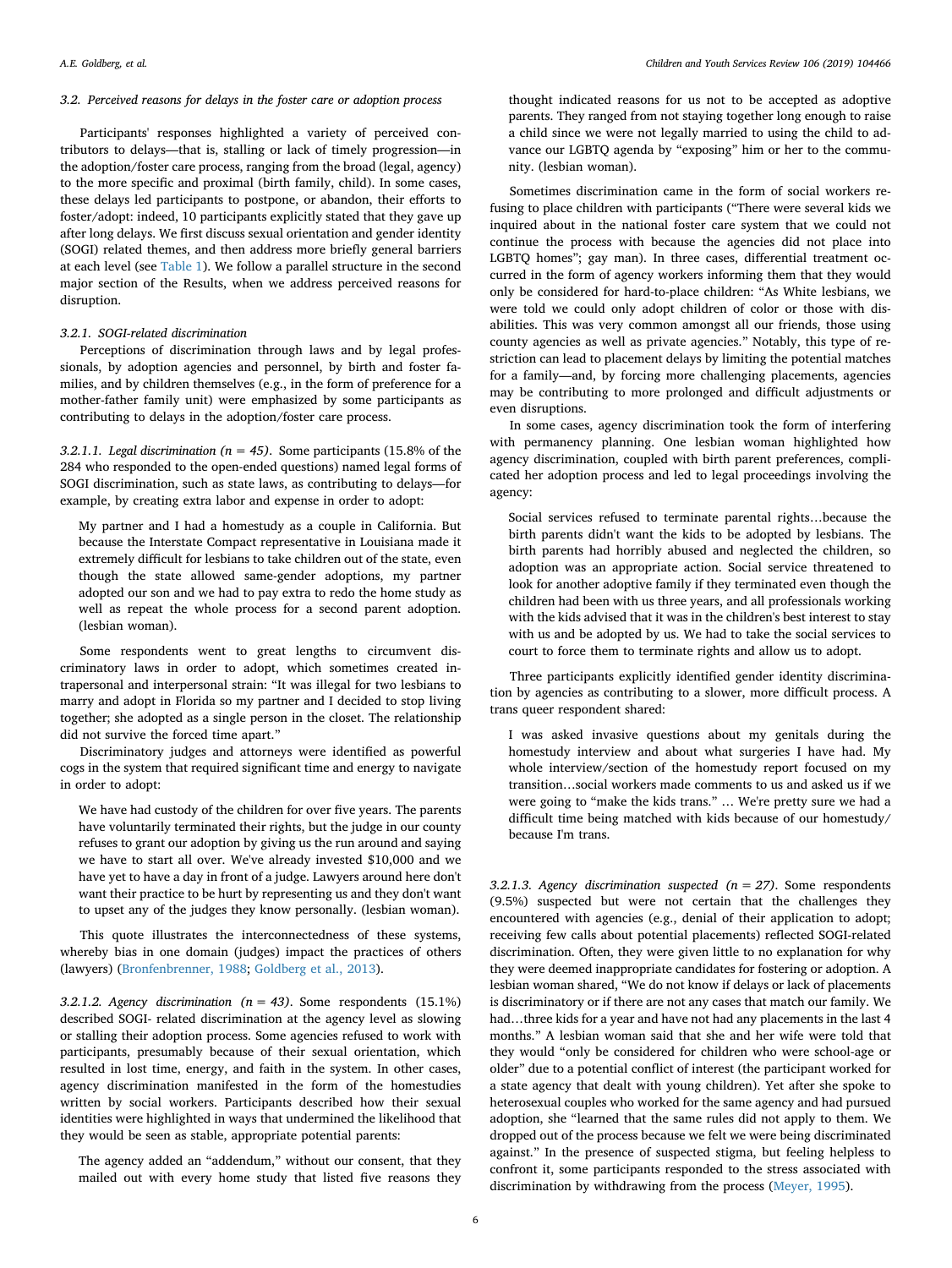### 3.2. Perceived reasons for delays in the foster care or adoption process

Participants' responses highlighted a variety of perceived contributors to delays—that is, stalling or lack of timely progression—in the adoption/foster care process, ranging from the broad (legal, agency) to the more specific and proximal (birth family, child). In some cases, these delays led participants to postpone, or abandon, their efforts to foster/adopt: indeed, 10 participants explicitly stated that they gave up after long delays. We first discuss sexual orientation and gender identity (SOGI) related themes, and then address more briefly general barriers at each level (see Table 1). We follow a parallel structure in the second major section of the Results, when we address perceived reasons for disruption.

#### 3.2.1. SOGI-related discrimination

Perceptions of discrimination through laws and by legal professionals, by adoption agencies and personnel, by birth and foster families, and by children themselves (e.g., in the form of preference for a mother-father family unit) were emphasized by some participants as contributing to delays in the adoption/foster care process.

*3.2.1.1. Legal discrimination ($n = 45$).* Some participants (15.8% of the 284 who responded to the open-ended questions) named legal forms of SOGI discrimination, such as state laws, as contributing to delays—for example, by creating extra labor and expense in order to adopt:

> My partner and I had a homestudy as a couple in California. But because the Interstate Compact representative in Louisiana made it extremely difficult for lesbians to take children out of the state, even though the state allowed same-gender adoptions, my partner adopted our son and we had to pay extra to redo the home study as well as repeat the whole process for a second parent adoption. (lesbian woman).

Some respondents went to great lengths to circumvent discriminatory laws in order to adopt, which sometimes created intrapersonal and interpersonal strain: "It was illegal for two lesbians to marry and adopt in Florida so my partner and I decided to stop living together; she adopted as a single person in the closet. The relationship did not survive the forced time apart."

Discriminatory judges and attorneys were identified as powerful cogs in the system that required significant time and energy to navigate in order to adopt:

> We have had custody of the children for over five years. The parents have voluntarily terminated their rights, but the judge in our county refuses to grant our adoption by giving us the run around and saying we have to start all over. We've already invested $10,000 and we have yet to have a day in front of a judge. Lawyers around here don't want their practice to be hurt by representing us and they don't want to upset any of the judges they know personally. (lesbian woman).

This quote illustrates the interconnectedness of these systems, whereby bias in one domain (judges) impact the practices of others (lawyers) (Bronfenbrenner, 1988; Goldberg et al., 2013).

*3.2.1.2. Agency discrimination ($n = 43$).* Some respondents (15.1%) described SOGI- related discrimination at the agency level as slowing or stalling their adoption process. Some agencies refused to work with participants, presumably because of their sexual orientation, which resulted in lost time, energy, and faith in the system. In other cases, agency discrimination manifested in the form of the homestudies written by social workers. Participants described how their sexual identities were highlighted in ways that undermined the likelihood that they would be seen as stable, appropriate potential parents:

> The agency added an "addendum," without our consent, that they mailed out with every home study that listed five reasons they thought indicated reasons for us not to be accepted as adoptive parents. They ranged from not staying together long enough to raise a child since we were not legally married to using the child to advance our LGBTQ agenda by "exposing" him or her to the community. (lesbian woman).

Sometimes discrimination came in the form of social workers refusing to place children with participants ("There were several kids we inquired about in the national foster care system that we could not continue the process with because the agencies did not place into LGBTQ homes"; gay man). In three cases, differential treatment occurred in the form of agency workers informing them that they would only be considered for hard-to-place children: "As White lesbians, we were told we could only adopt children of color or those with disabilities. This was very common amongst all our friends, those using county agencies as well as private agencies." Notably, this type of restriction can lead to placement delays by limiting the potential matches for a family—and, by forcing more challenging placements, agencies may be contributing to more prolonged and difficult adjustments or even disruptions.

In some cases, agency discrimination took the form of interfering with permanency planning. One lesbian woman highlighted how agency discrimination, coupled with birth parent preferences, complicated her adoption process and led to legal proceedings involving the agency:

> Social services refused to terminate parental rights…because the birth parents didn't want the kids to be adopted by lesbians. The birth parents had horribly abused and neglected the children, so adoption was an appropriate action. Social service threatened to look for another adoptive family if they terminated even though the children had been with us three years, and all professionals working with the kids advised that it was in the children's best interest to stay with us and be adopted by us. We had to take the social services to court to force them to terminate rights and allow us to adopt.

Three participants explicitly identified gender identity discrimination by agencies as contributing to a slower, more difficult process. A trans queer respondent shared:

> I was asked invasive questions about my genitals during the homestudy interview and about what surgeries I have had. My whole interview/section of the homestudy report focused on my transition…social workers made comments to us and asked us if we were going to "make the kids trans." … We're pretty sure we had a difficult time being matched with kids because of our homestudy/ because I'm trans.

*3.2.1.3. Agency discrimination suspected ($n = 27$).* Some respondents (9.5%) suspected but were not certain that the challenges they encountered with agencies (e.g., denial of their application to adopt; receiving few calls about potential placements) reflected SOGI-related discrimination. Often, they were given little to no explanation for why they were deemed inappropriate candidates for fostering or adoption. A lesbian woman shared, "We do not know if delays or lack of placements is discriminatory or if there are not any cases that match our family. We had…three kids for a year and have not had any placements in the last 4 months." A lesbian woman said that she and her wife were told that they would "only be considered for children who were school-age or older" due to a potential conflict of interest (the participant worked for a state agency that dealt with young children). Yet after she spoke to heterosexual couples who worked for the same agency and had pursued adoption, she "learned that the same rules did not apply to them. We dropped out of the process because we felt we were being discriminated against." In the presence of suspected stigma, but feeling helpless to confront it, some participants responded to the stress associated with discrimination by withdrawing from the process (Meyer, 1995).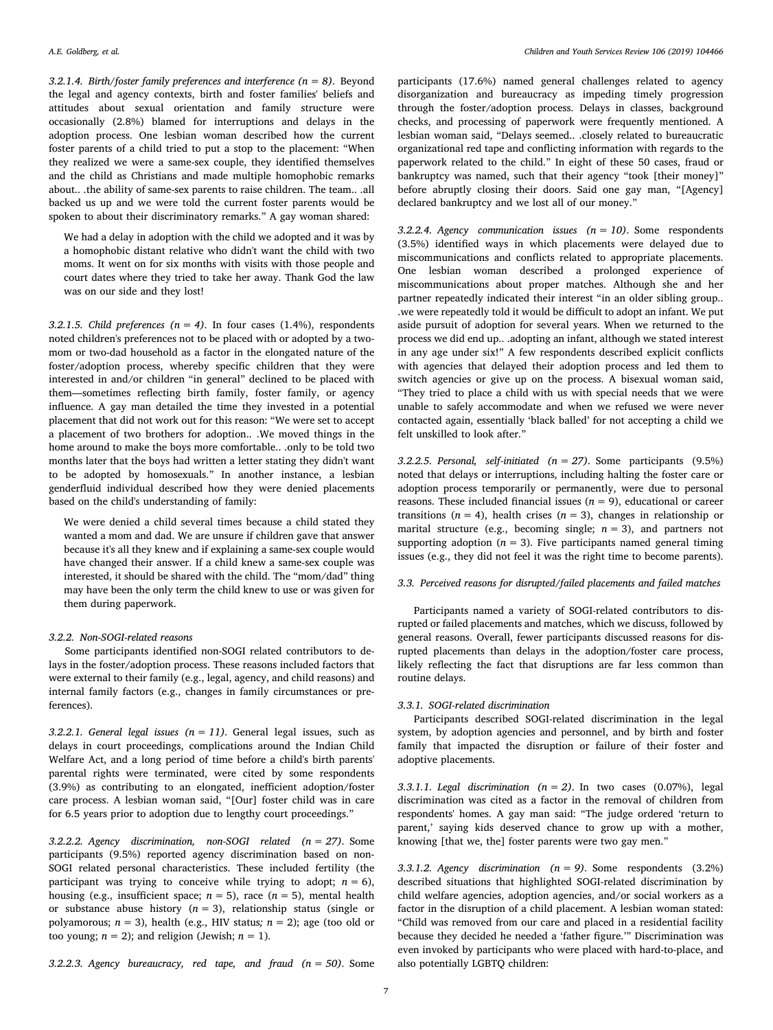*3.2.1.4. Birth/foster family preferences and interference (n = 8).* Beyond the legal and agency contexts, birth and foster families' beliefs and attitudes about sexual orientation and family structure were occasionally (2.8%) blamed for interruptions and delays in the adoption process. One lesbian woman described how the current foster parents of a child tried to put a stop to the placement: "When they realized we were a same-sex couple, they identified themselves and the child as Christians and made multiple homophobic remarks about.. .the ability of same-sex parents to raise children. The team.. .all backed us up and we were told the current foster parents would be spoken to about their discriminatory remarks." A gay woman shared:

> We had a delay in adoption with the child we adopted and it was by a homophobic distant relative who didn't want the child with two moms. It went on for six months with visits with those people and court dates where they tried to take her away. Thank God the law was on our side and they lost!

*3.2.1.5. Child preferences (n = 4).* In four cases (1.4%), respondents noted children's preferences not to be placed with or adopted by a two-mom or two-dad household as a factor in the elongated nature of the foster/adoption process, whereby specific children that they were interested in and/or children "in general" declined to be placed with them—sometimes reflecting birth family, foster family, or agency influence. A gay man detailed the time they invested in a potential placement that did not work out for this reason: "We were set to accept a placement of two brothers for adoption.. .We moved things in the home around to make the boys more comfortable.. .only to be told two months later that the boys had written a letter stating they didn't want to be adopted by homosexuals." In another instance, a lesbian genderfluid individual described how they were denied placements based on the child's understanding of family:

> We were denied a child several times because a child stated they wanted a mom and dad. We are unsure if children gave that answer because it's all they knew and if explaining a same-sex couple would have changed their answer. If a child knew a same-sex couple was interested, it should be shared with the child. The "mom/dad" thing may have been the only term the child knew to use or was given for them during paperwork.

#### 3.2.2. Non-SOGI-related reasons

Some participants identified non-SOGI related contributors to delays in the foster/adoption process. These reasons included factors that were external to their family (e.g., legal, agency, and child reasons) and internal family factors (e.g., changes in family circumstances or preferences).

*3.2.2.1. General legal issues (n = 11).* General legal issues, such as delays in court proceedings, complications around the Indian Child Welfare Act, and a long period of time before a child's birth parents' parental rights were terminated, were cited by some respondents (3.9%) as contributing to an elongated, inefficient adoption/foster care process. A lesbian woman said, "[Our] foster child was in care for 6.5 years prior to adoption due to lengthy court proceedings."

*3.2.2.2. Agency discrimination, non-SOGI related (n = 27).* Some participants (9.5%) reported agency discrimination based on non-SOGI related personal characteristics. These included fertility (the participant was trying to conceive while trying to adopt; n = 6), housing (e.g., insufficient space; n = 5), race (n = 5), mental health or substance abuse history (n = 3), relationship status (single or polyamorous; n = 3), health (e.g., HIV status; n = 2); age (too old or too young; n = 2); and religion (Jewish; n = 1).

*3.2.2.3. Agency bureaucracy, red tape, and fraud (n = 50).* Some participants (17.6%) named general challenges related to agency disorganization and bureaucracy as impeding timely progression through the foster/adoption process. Delays in classes, background checks, and processing of paperwork were frequently mentioned. A lesbian woman said, "Delays seemed.. .closely related to bureaucratic organizational red tape and conflicting information with regards to the paperwork related to the child." In eight of these 50 cases, fraud or bankruptcy was named, such that their agency "took [their money]" before abruptly closing their doors. Said one gay man, "[Agency] declared bankruptcy and we lost all of our money."

*3.2.2.4. Agency communication issues (n = 10).* Some respondents (3.5%) identified ways in which placements were delayed due to miscommunications and conflicts related to appropriate placements. One lesbian woman described a prolonged experience of miscommunications about proper matches. Although she and her partner repeatedly indicated their interest "in an older sibling group.. .we were repeatedly told it would be difficult to adopt an infant. We put aside pursuit of adoption for several years. When we returned to the process we did end up.. .adopting an infant, although we stated interest in any age under six!" A few respondents described explicit conflicts with agencies that delayed their adoption process and led them to switch agencies or give up on the process. A bisexual woman said, "They tried to place a child with us with special needs that we were unable to safely accommodate and when we refused we were never contacted again, essentially 'black balled' for not accepting a child we felt unskilled to look after."

*3.2.2.5. Personal, self-initiated (n = 27).* Some participants (9.5%) noted that delays or interruptions, including halting the foster care or adoption process temporarily or permanently, were due to personal reasons. These included financial issues (n = 9), educational or career transitions (n = 4), health crises (n = 3), changes in relationship or marital structure (e.g., becoming single; n = 3), and partners not supporting adoption (n = 3). Five participants named general timing issues (e.g., they did not feel it was the right time to become parents).

### 3.3. Perceived reasons for disrupted/failed placements and failed matches

Participants named a variety of SOGI-related contributors to disrupted or failed placements and matches, which we discuss, followed by general reasons. Overall, fewer participants discussed reasons for disrupted placements than delays in the adoption/foster care process, likely reflecting the fact that disruptions are far less common than routine delays.

#### 3.3.1. SOGI-related discrimination

Participants described SOGI-related discrimination in the legal system, by adoption agencies and personnel, and by birth and foster family that impacted the disruption or failure of their foster and adoptive placements.

*3.3.1.1. Legal discrimination (n = 2).* In two cases (0.07%), legal discrimination was cited as a factor in the removal of children from respondents' homes. A gay man said: "The judge ordered 'return to parent,' saying kids deserved chance to grow up with a mother, knowing [that we, the] foster parents were two gay men."

*3.3.1.2. Agency discrimination (n = 9).* Some respondents (3.2%) described situations that highlighted SOGI-related discrimination by child welfare agencies, adoption agencies, and/or social workers as a factor in the disruption of a child placement. A lesbian woman stated: "Child was removed from our care and placed in a residential facility because they decided he needed a 'father figure.'" Discrimination was even invoked by participants who were placed with hard-to-place, and also potentially LGBTQ children: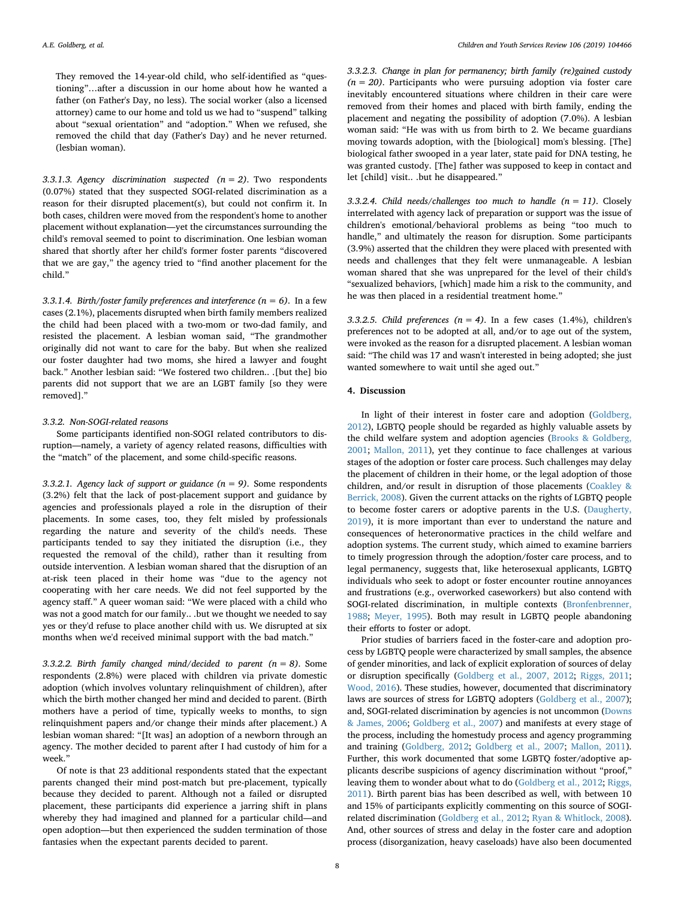They removed the 14-year-old child, who self-identified as "questioning"…after a discussion in our home about how he wanted a father (on Father's Day, no less). The social worker (also a licensed attorney) came to our home and told us we had to "suspend" talking about "sexual orientation" and "adoption." When we refused, she removed the child that day (Father's Day) and he never returned. (lesbian woman).

*3.3.1.3. Agency discrimination suspected (n = 2)*. Two respondents (0.07%) stated that they suspected SOGI-related discrimination as a reason for their disrupted placement(s), but could not confirm it. In both cases, children were moved from the respondent's home to another placement without explanation—yet the circumstances surrounding the child's removal seemed to point to discrimination. One lesbian woman shared that shortly after her child's former foster parents "discovered that we are gay," the agency tried to "find another placement for the child."

*3.3.1.4. Birth/foster family preferences and interference (n = 6)*. In a few cases (2.1%), placements disrupted when birth family members realized the child had been placed with a two-mom or two-dad family, and resisted the placement. A lesbian woman said, "The grandmother originally did not want to care for the baby. But when she realized our foster daughter had two moms, she hired a lawyer and fought back." Another lesbian said: "We fostered two children.. .[but the] bio parents did not support that we are an LGBT family [so they were removed]."

*3.3.2. Non-SOGI-related reasons*

Some participants identified non-SOGI related contributors to disruption—namely, a variety of agency related reasons, difficulties with the "match" of the placement, and some child-specific reasons.

*3.3.2.1. Agency lack of support or guidance (n = 9)*. Some respondents (3.2%) felt that the lack of post-placement support and guidance by agencies and professionals played a role in the disruption of their placements. In some cases, too, they felt misled by professionals regarding the nature and severity of the child's needs. These participants tended to say they initiated the disruption (i.e., they requested the removal of the child), rather than it resulting from outside intervention. A lesbian woman shared that the disruption of an at-risk teen placed in their home was "due to the agency not cooperating with her care needs. We did not feel supported by the agency staff." A queer woman said: "We were placed with a child who was not a good match for our family.. .but we thought we needed to say yes or they'd refuse to place another child with us. We disrupted at six months when we'd received minimal support with the bad match."

*3.3.2.2. Birth family changed mind/decided to parent (n = 8)*. Some respondents (2.8%) were placed with children via private domestic adoption (which involves voluntary relinquishment of children), after which the birth mother changed her mind and decided to parent. (Birth mothers have a period of time, typically weeks to months, to sign relinquishment papers and/or change their minds after placement.) A lesbian woman shared: "[It was] an adoption of a newborn through an agency. The mother decided to parent after I had custody of him for a week."

Of note is that 23 additional respondents stated that the expectant parents changed their mind post-match but pre-placement, typically because they decided to parent. Although not a failed or disrupted placement, these participants did experience a jarring shift in plans whereby they had imagined and planned for a particular child—and open adoption—but then experienced the sudden termination of those fantasies when the expectant parents decided to parent.

*3.3.2.3. Change in plan for permanency; birth family (re)gained custody (n = 20)*. Participants who were pursuing adoption via foster care inevitably encountered situations where children in their care were removed from their homes and placed with birth family, ending the placement and negating the possibility of adoption (7.0%). A lesbian woman said: "He was with us from birth to 2. We became guardians moving towards adoption, with the [biological] mom's blessing. [The] biological father swooped in a year later, state paid for DNA testing, he was granted custody. [The] father was supposed to keep in contact and let [child] visit.. .but he disappeared."

*3.3.2.4. Child needs/challenges too much to handle (n = 11)*. Closely interrelated with agency lack of preparation or support was the issue of children's emotional/behavioral problems as being "too much to handle," and ultimately the reason for disruption. Some participants (3.9%) asserted that the children they were placed with presented with needs and challenges that they felt were unmanageable. A lesbian woman shared that she was unprepared for the level of their child's "sexualized behaviors, [which] made him a risk to the community, and he was then placed in a residential treatment home."

*3.3.2.5. Child preferences (n = 4)*. In a few cases (1.4%), children's preferences not to be adopted at all, and/or to age out of the system, were invoked as the reason for a disrupted placement. A lesbian woman said: "The child was 17 and wasn't interested in being adopted; she just wanted somewhere to wait until she aged out."

## 4. Discussion

In light of their interest in foster care and adoption (Goldberg, 2012), LGBTQ people should be regarded as highly valuable assets by the child welfare system and adoption agencies (Brooks & Goldberg, 2001; Mallon, 2011), yet they continue to face challenges at various stages of the adoption or foster care process. Such challenges may delay the placement of children in their home, or the legal adoption of those children, and/or result in disruption of those placements (Coakley & Berrick, 2008). Given the current attacks on the rights of LGBTQ people to become foster carers or adoptive parents in the U.S. (Daugherty, 2019), it is more important than ever to understand the nature and consequences of heteronormative practices in the child welfare and adoption systems. The current study, which aimed to examine barriers to timely progression through the adoption/foster care process, and to legal permanency, suggests that, like heterosexual applicants, LGBTQ individuals who seek to adopt or foster encounter routine annoyances and frustrations (e.g., overworked caseworkers) but also contend with SOGI-related discrimination, in multiple contexts (Bronfenbrenner, 1988; Meyer, 1995). Both may result in LGBTQ people abandoning their efforts to foster or adopt.

Prior studies of barriers faced in the foster-care and adoption process by LGBTQ people were characterized by small samples, the absence of gender minorities, and lack of explicit exploration of sources of delay or disruption specifically (Goldberg et al., 2007, 2012; Riggs, 2011; Wood, 2016). These studies, however, documented that discriminatory laws are sources of stress for LGBTQ adopters (Goldberg et al., 2007); and, SOGI-related discrimination by agencies is not uncommon (Downs & James, 2006; Goldberg et al., 2007) and manifests at every stage of the process, including the homestudy process and agency programming and training (Goldberg, 2012; Goldberg et al., 2007; Mallon, 2011). Further, this work documented that some LGBTQ foster/adoptive applicants describe suspicions of agency discrimination without "proof," leaving them to wonder about what to do (Goldberg et al., 2012; Riggs, 2011). Birth parent bias has been described as well, with between 10 and 15% of participants explicitly commenting on this source of SOGI-related discrimination (Goldberg et al., 2012; Ryan & Whitlock, 2008). And, other sources of stress and delay in the foster care and adoption process (disorganization, heavy caseloads) have also been documented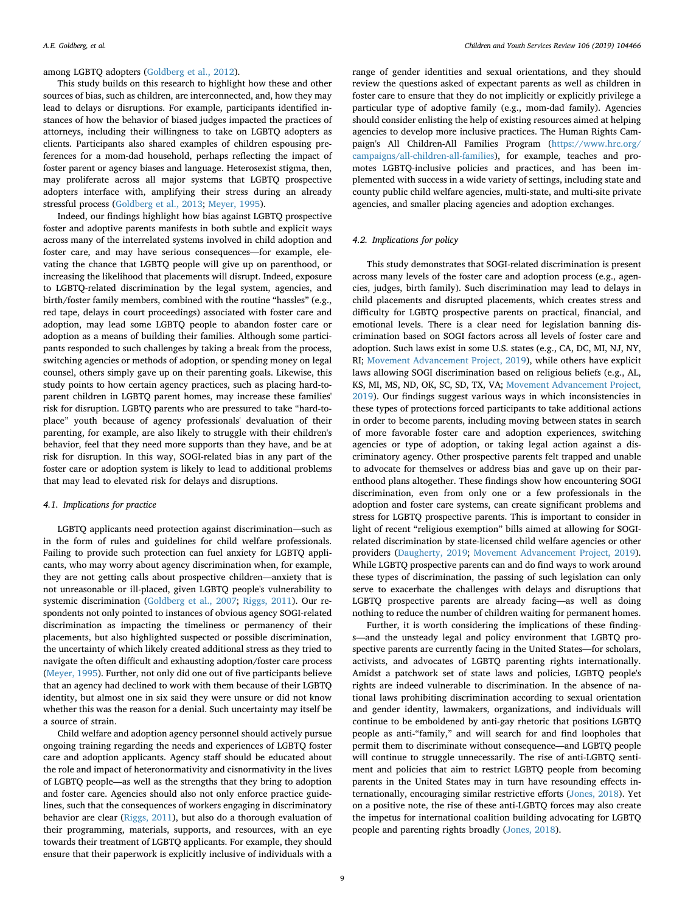among LGBTQ adopters (Goldberg et al., 2012).

This study builds on this research to highlight how these and other sources of bias, such as children, are interconnected, and, how they may lead to delays or disruptions. For example, participants identified instances of how the behavior of biased judges impacted the practices of attorneys, including their willingness to take on LGBTQ adopters as clients. Participants also shared examples of children espousing preferences for a mom-dad household, perhaps reflecting the impact of foster parent or agency biases and language. Heterosexist stigma, then, may proliferate across all major systems that LGBTQ prospective adopters interface with, amplifying their stress during an already stressful process (Goldberg et al., 2013; Meyer, 1995).

Indeed, our findings highlight how bias against LGBTQ prospective foster and adoptive parents manifests in both subtle and explicit ways across many of the interrelated systems involved in child adoption and foster care, and may have serious consequences—for example, elevating the chance that LGBTQ people will give up on parenthood, or increasing the likelihood that placements will disrupt. Indeed, exposure to LGBTQ-related discrimination by the legal system, agencies, and birth/foster family members, combined with the routine "hassles" (e.g., red tape, delays in court proceedings) associated with foster care and adoption, may lead some LGBTQ people to abandon foster care or adoption as a means of building their families. Although some participants responded to such challenges by taking a break from the process, switching agencies or methods of adoption, or spending money on legal counsel, others simply gave up on their parenting goals. Likewise, this study points to how certain agency practices, such as placing hard-to-parent children in LGBTQ parent homes, may increase these families' risk for disruption. LGBTQ parents who are pressured to take "hard-to-place" youth because of agency professionals' devaluation of their parenting, for example, are also likely to struggle with their children's behavior, feel that they need more supports than they have, and be at risk for disruption. In this way, SOGI-related bias in any part of the foster care or adoption system is likely to lead to additional problems that may lead to elevated risk for delays and disruptions.

### 4.1. Implications for practice

LGBTQ applicants need protection against discrimination—such as in the form of rules and guidelines for child welfare professionals. Failing to provide such protection can fuel anxiety for LGBTQ applicants, who may worry about agency discrimination when, for example, they are not getting calls about prospective children—anxiety that is not unreasonable or ill-placed, given LGBTQ people's vulnerability to systemic discrimination (Goldberg et al., 2007; Riggs, 2011). Our respondents not only pointed to instances of obvious agency SOGI-related discrimination as impacting the timeliness or permanency of their placements, but also highlighted suspected or possible discrimination, the uncertainty of which likely created additional stress as they tried to navigate the often difficult and exhausting adoption/foster care process (Meyer, 1995). Further, not only did one out of five participants believe that an agency had declined to work with them because of their LGBTQ identity, but almost one in six said they were unsure or did not know whether this was the reason for a denial. Such uncertainty may itself be a source of strain.

Child welfare and adoption agency personnel should actively pursue ongoing training regarding the needs and experiences of LGBTQ foster care and adoption applicants. Agency staff should be educated about the role and impact of heteronormativity and cisnormativity in the lives of LGBTQ people—as well as the strengths that they bring to adoption and foster care. Agencies should also not only enforce practice guidelines, such that the consequences of workers engaging in discriminatory behavior are clear (Riggs, 2011), but also do a thorough evaluation of their programming, materials, supports, and resources, with an eye towards their treatment of LGBTQ applicants. For example, they should ensure that their paperwork is explicitly inclusive of individuals with a range of gender identities and sexual orientations, and they should review the questions asked of expectant parents as well as children in foster care to ensure that they do not implicitly or explicitly privilege a particular type of adoptive family (e.g., mom-dad family). Agencies should consider enlisting the help of existing resources aimed at helping agencies to develop more inclusive practices. The Human Rights Campaign's All Children-All Families Program (https://www.hrc.org/campaigns/all-children-all-families), for example, teaches and promotes LGBTQ-inclusive policies and practices, and has been implemented with success in a wide variety of settings, including state and county public child welfare agencies, multi-state, and multi-site private agencies, and smaller placing agencies and adoption exchanges.

### 4.2. Implications for policy

This study demonstrates that SOGI-related discrimination is present across many levels of the foster care and adoption process (e.g., agencies, judges, birth family). Such discrimination may lead to delays in child placements and disrupted placements, which creates stress and difficulty for LGBTQ prospective parents on practical, financial, and emotional levels. There is a clear need for legislation banning discrimination based on SOGI factors across all levels of foster care and adoption. Such laws exist in some U.S. states (e.g., CA, DC, MI, NJ, NY, RI; Movement Advancement Project, 2019), while others have explicit laws allowing SOGI discrimination based on religious beliefs (e.g., AL, KS, MI, MS, ND, OK, SC, SD, TX, VA; Movement Advancement Project, 2019). Our findings suggest various ways in which inconsistencies in these types of protections forced participants to take additional actions in order to become parents, including moving between states in search of more favorable foster care and adoption experiences, switching agencies or type of adoption, or taking legal action against a discriminatory agency. Other prospective parents felt trapped and unable to advocate for themselves or address bias and gave up on their parenthood plans altogether. These findings show how encountering SOGI discrimination, even from only one or a few professionals in the adoption and foster care systems, can create significant problems and stress for LGBTQ prospective parents. This is important to consider in light of recent "religious exemption" bills aimed at allowing for SOGI-related discrimination by state-licensed child welfare agencies or other providers (Daugherty, 2019; Movement Advancement Project, 2019). While LGBTQ prospective parents can and do find ways to work around these types of discrimination, the passing of such legislation can only serve to exacerbate the challenges with delays and disruptions that LGBTQ prospective parents are already facing—as well as doing nothing to reduce the number of children waiting for permanent homes.

Further, it is worth considering the implications of these findings—and the unsteady legal and policy environment that LGBTQ prospective parents are currently facing in the United States—for scholars, activists, and advocates of LGBTQ parenting rights internationally. Amidst a patchwork set of state laws and policies, LGBTQ people's rights are indeed vulnerable to discrimination. In the absence of national laws prohibiting discrimination according to sexual orientation and gender identity, lawmakers, organizations, and individuals will continue to be emboldened by anti-gay rhetoric that positions LGBTQ people as anti-"family," and will search for and find loopholes that permit them to discriminate without consequence—and LGBTQ people will continue to struggle unnecessarily. The rise of anti-LGBTQ sentiment and policies that aim to restrict LGBTQ people from becoming parents in the United States may in turn have resounding effects internationally, encouraging similar restrictive efforts (Jones, 2018). Yet on a positive note, the rise of these anti-LGBTQ forces may also create the impetus for international coalition building advocating for LGBTQ people and parenting rights broadly (Jones, 2018).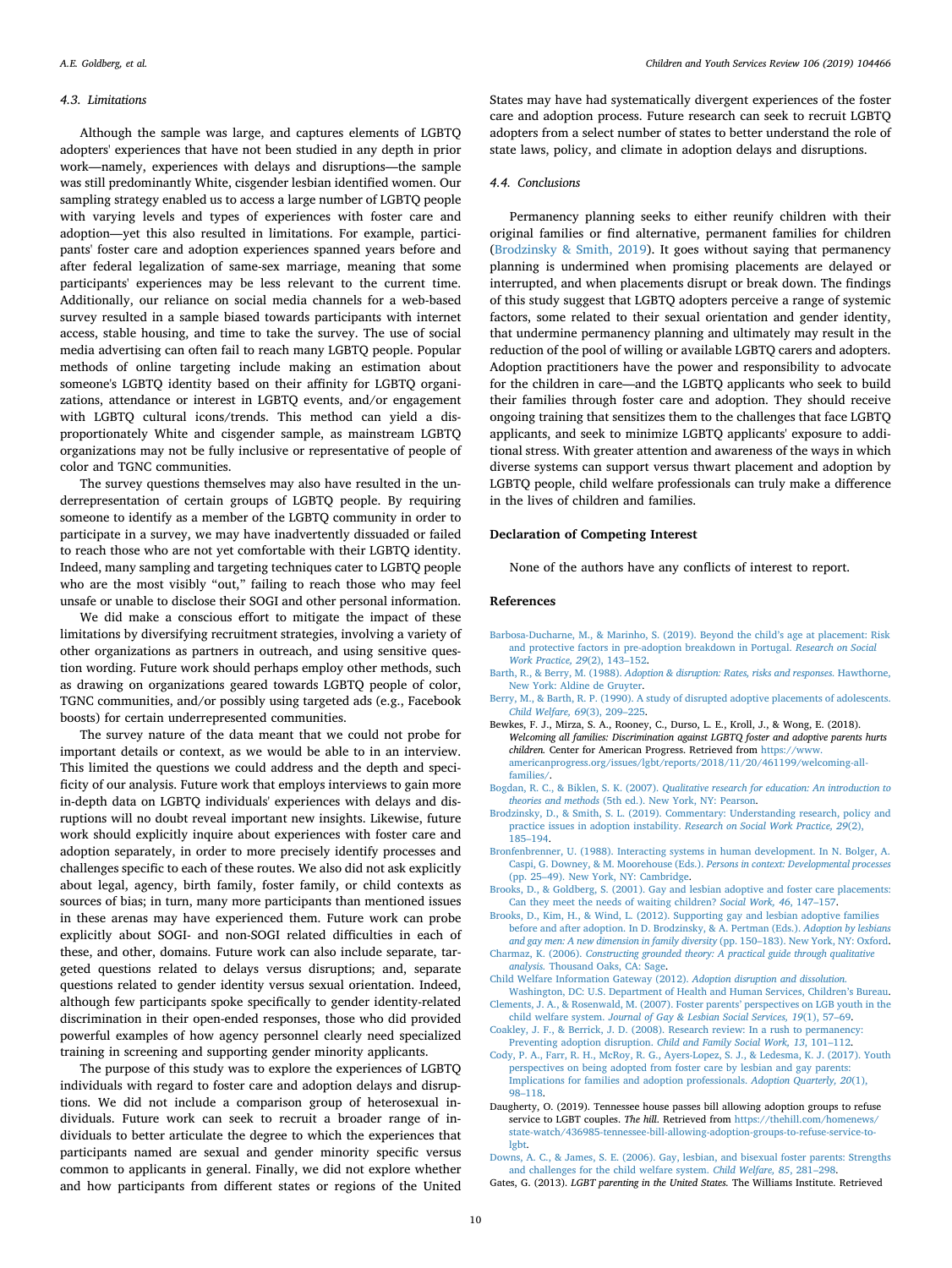### 4.3. Limitations

Although the sample was large, and captures elements of LGBTQ adopters' experiences that have not been studied in any depth in prior work—namely, experiences with delays and disruptions—the sample was still predominantly White, cisgender lesbian identified women. Our sampling strategy enabled us to access a large number of LGBTQ people with varying levels and types of experiences with foster care and adoption—yet this also resulted in limitations. For example, participants' foster care and adoption experiences spanned years before and after federal legalization of same-sex marriage, meaning that some participants' experiences may be less relevant to the current time. Additionally, our reliance on social media channels for a web-based survey resulted in a sample biased towards participants with internet access, stable housing, and time to take the survey. The use of social media advertising can often fail to reach many LGBTQ people. Popular methods of online targeting include making an estimation about someone's LGBTQ identity based on their affinity for LGBTQ organizations, attendance or interest in LGBTQ events, and/or engagement with LGBTQ cultural icons/trends. This method can yield a disproportionately White and cisgender sample, as mainstream LGBTQ organizations may not be fully inclusive or representative of people of color and TGNC communities.

The survey questions themselves may also have resulted in the underrepresentation of certain groups of LGBTQ people. By requiring someone to identify as a member of the LGBTQ community in order to participate in a survey, we may have inadvertently dissuaded or failed to reach those who are not yet comfortable with their LGBTQ identity. Indeed, many sampling and targeting techniques cater to LGBTQ people who are the most visibly "out," failing to reach those who may feel unsafe or unable to disclose their SOGI and other personal information.

We did make a conscious effort to mitigate the impact of these limitations by diversifying recruitment strategies, involving a variety of other organizations as partners in outreach, and using sensitive question wording. Future work should perhaps employ other methods, such as drawing on organizations geared towards LGBTQ people of color, TGNC communities, and/or possibly using targeted ads (e.g., Facebook boosts) for certain underrepresented communities.

The survey nature of the data meant that we could not probe for important details or context, as we would be able to in an interview. This limited the questions we could address and the depth and specificity of our analysis. Future work that employs interviews to gain more in-depth data on LGBTQ individuals' experiences with delays and disruptions will no doubt reveal important new insights. Likewise, future work should explicitly inquire about experiences with foster care and adoption separately, in order to more precisely identify processes and challenges specific to each of these routes. We also did not ask explicitly about legal, agency, birth family, foster family, or child contexts as sources of bias; in turn, many more participants than mentioned issues in these arenas may have experienced them. Future work can probe explicitly about SOGI- and non-SOGI related difficulties in each of these, and other, domains. Future work can also include separate, targeted questions related to delays versus disruptions; and, separate questions related to gender identity versus sexual orientation. Indeed, although few participants spoke specifically to gender identity-related discrimination in their open-ended responses, those who did provided powerful examples of how agency personnel clearly need specialized training in screening and supporting gender minority applicants.

The purpose of this study was to explore the experiences of LGBTQ individuals with regard to foster care and adoption delays and disruptions. We did not include a comparison group of heterosexual individuals. Future work can seek to recruit a broader range of individuals to better articulate the degree to which the experiences that participants named are sexual and gender minority specific versus common to applicants in general. Finally, we did not explore whether and how participants from different states or regions of the United States may have had systematically divergent experiences of the foster care and adoption process. Future research can seek to recruit LGBTQ adopters from a select number of states to better understand the role of state laws, policy, and climate in adoption delays and disruptions.

### 4.4. Conclusions

Permanency planning seeks to either reunify children with their original families or find alternative, permanent families for children (Brodzinsky & Smith, 2019). It goes without saying that permanency planning is undermined when promising placements are delayed or interrupted, and when placements disrupt or break down. The findings of this study suggest that LGBTQ adopters perceive a range of systemic factors, some related to their sexual orientation and gender identity, that undermine permanency planning and ultimately may result in the reduction of the pool of willing or available LGBTQ carers and adopters. Adoption practitioners have the power and responsibility to advocate for the children in care—and the LGBTQ applicants who seek to build their families through foster care and adoption. They should receive ongoing training that sensitizes them to the challenges that face LGBTQ applicants, and seek to minimize LGBTQ applicants' exposure to additional stress. With greater attention and awareness of the ways in which diverse systems can support versus thwart placement and adoption by LGBTQ people, child welfare professionals can truly make a difference in the lives of children and families.

## Declaration of Competing Interest

None of the authors have any conflicts of interest to report.

## References

Barbosa-Ducharne, M., & Marinho, S. (2019). Beyond the child's age at placement: Risk and protective factors in pre-adoption breakdown in Portugal. *Research on Social Work Practice, 29*(2), 143–152.

Barth, R., & Berry, M. (1988). *Adoption & disruption: Rates, risks and responses.* Hawthorne, New York: Aldine de Gruyter.

Berry, M., & Barth, R. P. (1990). A study of disrupted adoptive placements of adolescents. *Child Welfare, 69*(3), 209–225.

Bewkes, F. J., Mirza, S. A., Rooney, C., Durso, L. E., Kroll, J., & Wong, E. (2018). *Welcoming all families: Discrimination against LGBTQ foster and adoptive parents hurts children.* Center for American Progress. Retrieved from https://www.americanprogress.org/issues/lgbt/reports/2018/11/20/461199/welcoming-all-families/.

Bogdan, R. C., & Biklen, S. K. (2007). *Qualitative research for education: An introduction to theories and methods* (5th ed.). New York, NY: Pearson.

Brodzinsky, D., & Smith, S. L. (2019). Commentary: Understanding research, policy and practice issues in adoption instability. *Research on Social Work Practice, 29*(2), 185–194.

Bronfenbrenner, U. (1988). Interacting systems in human development. In N. Bolger, A. Caspi, G. Downey, & M. Moorehouse (Eds.). *Persons in context: Developmental processes* (pp. 25–49). New York, NY: Cambridge.

Brooks, D., & Goldberg, S. (2001). Gay and lesbian adoptive and foster care placements: Can they meet the needs of waiting children? *Social Work, 46*, 147–157.

Brooks, D., Kim, H., & Wind, L. (2012). Supporting gay and lesbian adoptive families before and after adoption. In D. Brodzinsky, & A. Pertman (Eds.). *Adoption by lesbians and gay men: A new dimension in family diversity* (pp. 150–183). New York, NY: Oxford.

Charmaz, K. (2006). *Constructing grounded theory: A practical guide through qualitative analysis.* Thousand Oaks, CA: Sage.

Child Welfare Information Gateway (2012). *Adoption disruption and dissolution.* Washington, DC: U.S. Department of Health and Human Services, Children's Bureau.

Clements, J. A., & Rosenwald, M. (2007). Foster parents' perspectives on LGB youth in the child welfare system. *Journal of Gay & Lesbian Social Services, 19*(1), 57–69.

Coakley, J. F., & Berrick, J. D. (2008). Research review: In a rush to permanency: Preventing adoption disruption. *Child and Family Social Work, 13*, 101–112.

Cody, P. A., Farr, R. H., McRoy, R. G., Ayers-Lopez, S. J., & Ledesma, K. J. (2017). Youth perspectives on being adopted from foster care by lesbian and gay parents: Implications for families and adoption professionals. *Adoption Quarterly, 20*(1), 98–118.

Daugherty, O. (2019). Tennessee house passes bill allowing adoption groups to refuse service to LGBT couples. *The hill.* Retrieved from https://thehill.com/homenews/state-watch/436985-tennessee-bill-allowing-adoption-groups-to-refuse-service-to-lgbt.

Downs, A. C., & James, S. E. (2006). Gay, lesbian, and bisexual foster parents: Strengths and challenges for the child welfare system. *Child Welfare, 85*, 281–298.

Gates, G. (2013). *LGBT parenting in the United States.* The Williams Institute. Retrieved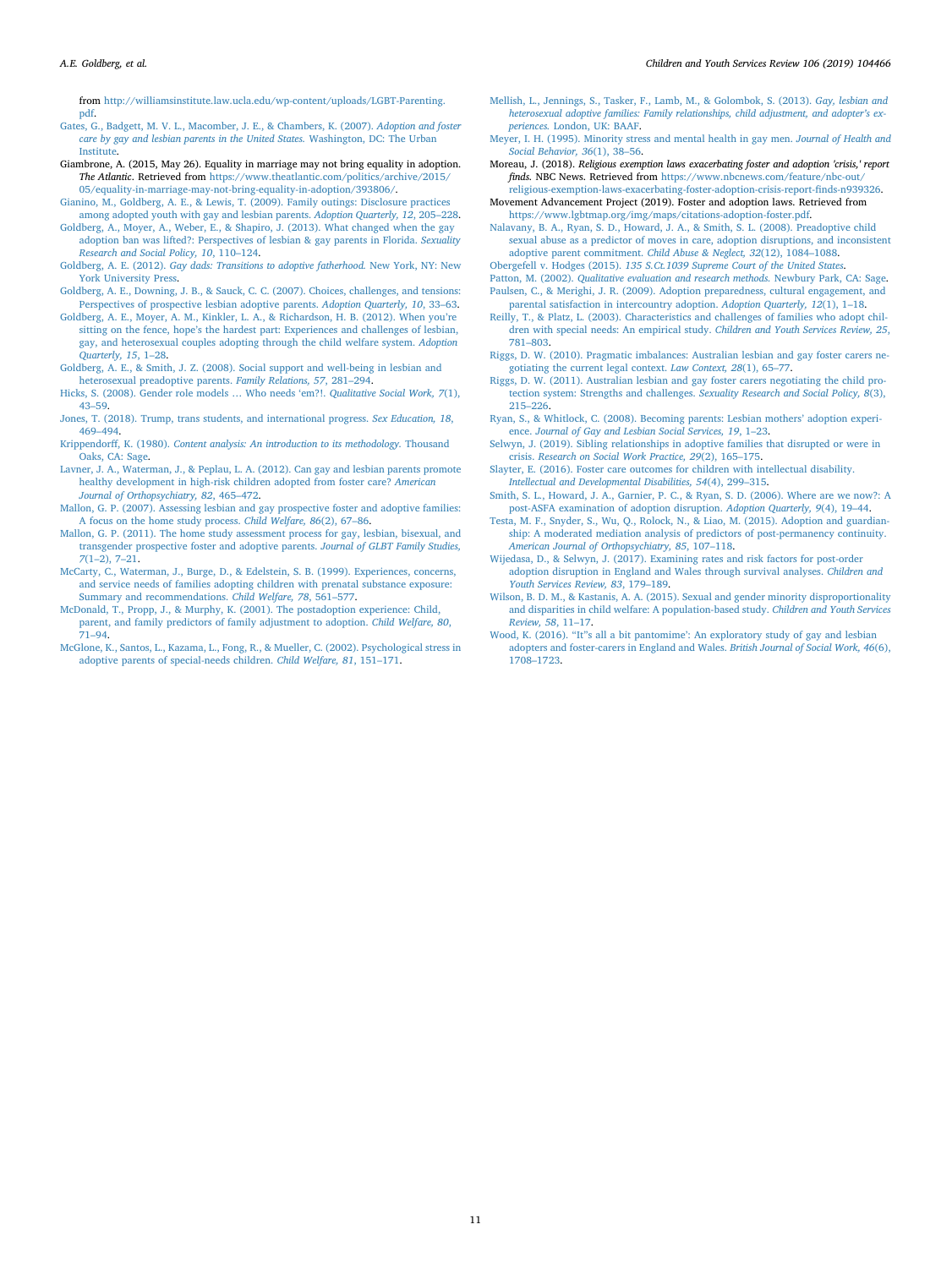from http://williamsinstitute.law.ucla.edu/wp-content/uploads/LGBT-Parenting.pdf.

Gates, G., Badgett, M. V. L., Macomber, J. E., & Chambers, K. (2007). *Adoption and foster care by gay and lesbian parents in the United States.* Washington, DC: The Urban Institute.

Giambrone, A. (2015, May 26). Equality in marriage may not bring equality in adoption. *The Atlantic*. Retrieved from https://www.theatlantic.com/politics/archive/2015/05/equality-in-marriage-may-not-bring-equality-in-adoption/393806/.

Gianino, M., Goldberg, A. E., & Lewis, T. (2009). Family outings: Disclosure practices among adopted youth with gay and lesbian parents. *Adoption Quarterly, 12*, 205–228.

Goldberg, A., Moyer, A., Weber, E., & Shapiro, J. (2013). What changed when the gay adoption ban was lifted?: Perspectives of lesbian & gay parents in Florida. *Sexuality Research and Social Policy, 10*, 110–124.

Goldberg, A. E. (2012). *Gay dads: Transitions to adoptive fatherhood.* New York, NY: New York University Press.

Goldberg, A. E., Downing, J. B., & Sauck, C. C. (2007). Choices, challenges, and tensions: Perspectives of prospective lesbian adoptive parents. *Adoption Quarterly, 10*, 33–63.

Goldberg, A. E., Moyer, A. M., Kinkler, L. A., & Richardson, H. B. (2012). When you're sitting on the fence, hope's the hardest part: Experiences and challenges of lesbian, gay, and heterosexual couples adopting through the child welfare system. *Adoption Quarterly, 15*, 1–28.

Goldberg, A. E., & Smith, J. Z. (2008). Social support and well-being in lesbian and heterosexual preadoptive parents. *Family Relations, 57*, 281–294.

Hicks, S. (2008). Gender role models … Who needs 'em?!. *Qualitative Social Work, 7*(1), 43–59.

Jones, T. (2018). Trump, trans students, and international progress. *Sex Education, 18*, 469–494.

Krippendorff, K. (1980). *Content analysis: An introduction to its methodology.* Thousand Oaks, CA: Sage.

Lavner, J. A., Waterman, J., & Peplau, L. A. (2012). Can gay and lesbian parents promote healthy development in high-risk children adopted from foster care? *American Journal of Orthopsychiatry, 82*, 465–472.

Mallon, G. P. (2007). Assessing lesbian and gay prospective foster and adoptive families: A focus on the home study process. *Child Welfare, 86*(2), 67–86.

Mallon, G. P. (2011). The home study assessment process for gay, lesbian, bisexual, and transgender prospective foster and adoptive parents. *Journal of GLBT Family Studies, 7*(1–2), 7–21.

McCarty, C., Waterman, J., Burge, D., & Edelstein, S. B. (1999). Experiences, concerns, and service needs of families adopting children with prenatal substance exposure: Summary and recommendations. *Child Welfare, 78*, 561–577.

McDonald, T., Propp, J., & Murphy, K. (2001). The postadoption experience: Child, parent, and family predictors of family adjustment to adoption. *Child Welfare, 80*, 71–94.

McGlone, K., Santos, L., Kazama, L., Fong, R., & Mueller, C. (2002). Psychological stress in adoptive parents of special-needs children. *Child Welfare, 81*, 151–171.

Mellish, L., Jennings, S., Tasker, F., Lamb, M., & Golombok, S. (2013). *Gay, lesbian and heterosexual adoptive families: Family relationships, child adjustment, and adopter's experiences.* London, UK: BAAF.

Meyer, I. H. (1995). Minority stress and mental health in gay men. *Journal of Health and Social Behavior, 36*(1), 38–56.

Moreau, J. (2018). *Religious exemption laws exacerbating foster and adoption 'crisis,' report finds.* NBC News. Retrieved from https://www.nbcnews.com/feature/nbc-out/religious-exemption-laws-exacerbating-foster-adoption-crisis-report-finds-n939326.

Movement Advancement Project (2019). Foster and adoption laws. Retrieved from https://www.lgbtmap.org/img/maps/citations-adoption-foster.pdf.

Nalavany, B. A., Ryan, S. D., Howard, J. A., & Smith, S. L. (2008). Preadoptive child sexual abuse as a predictor of moves in care, adoption disruptions, and inconsistent adoptive parent commitment. *Child Abuse & Neglect, 32*(12), 1084–1088.

Obergefell v. Hodges (2015). *135 S.Ct.1039 Supreme Court of the United States*.

Patton, M. (2002). *Qualitative evaluation and research methods.* Newbury Park, CA: Sage.

Paulsen, C., & Merighi, J. R. (2009). Adoption preparedness, cultural engagement, and parental satisfaction in intercountry adoption. *Adoption Quarterly, 12*(1), 1–18.

Reilly, T., & Platz, L. (2003). Characteristics and challenges of families who adopt children with special needs: An empirical study. *Children and Youth Services Review, 25*, 781–803.

Riggs, D. W. (2010). Pragmatic imbalances: Australian lesbian and gay foster carers negotiating the current legal context. *Law Context, 28*(1), 65–77.

Riggs, D. W. (2011). Australian lesbian and gay foster carers negotiating the child protection system: Strengths and challenges. *Sexuality Research and Social Policy, 8*(3), 215–226.

Ryan, S., & Whitlock, C. (2008). Becoming parents: Lesbian mothers' adoption experience. *Journal of Gay and Lesbian Social Services, 19*, 1–23.

Selwyn, J. (2019). Sibling relationships in adoptive families that disrupted or were in crisis. *Research on Social Work Practice, 29*(2), 165–175.

Slayter, E. (2016). Foster care outcomes for children with intellectual disability. *Intellectual and Developmental Disabilities, 54*(4), 299–315.

Smith, S. L., Howard, J. A., Garnier, P. C., & Ryan, S. D. (2006). Where are we now?: A post-ASFA examination of adoption disruption. *Adoption Quarterly, 9*(4), 19–44.

Testa, M. F., Snyder, S., Wu, Q., Rolock, N., & Liao, M. (2015). Adoption and guardianship: A moderated mediation analysis of predictors of post-permanency continuity. *American Journal of Orthopsychiatry, 85*, 107–118.

Wijedasa, D., & Selwyn, J. (2017). Examining rates and risk factors for post-order adoption disruption in England and Wales through survival analyses. *Children and Youth Services Review, 83*, 179–189.

Wilson, B. D. M., & Kastanis, A. A. (2015). Sexual and gender minority disproportionality and disparities in child welfare: A population-based study. *Children and Youth Services Review, 58*, 11–17.

Wood, K. (2016). "It"s all a bit pantomime': An exploratory study of gay and lesbian adopters and foster-carers in England and Wales. *British Journal of Social Work, 46*(6), 1708–1723.